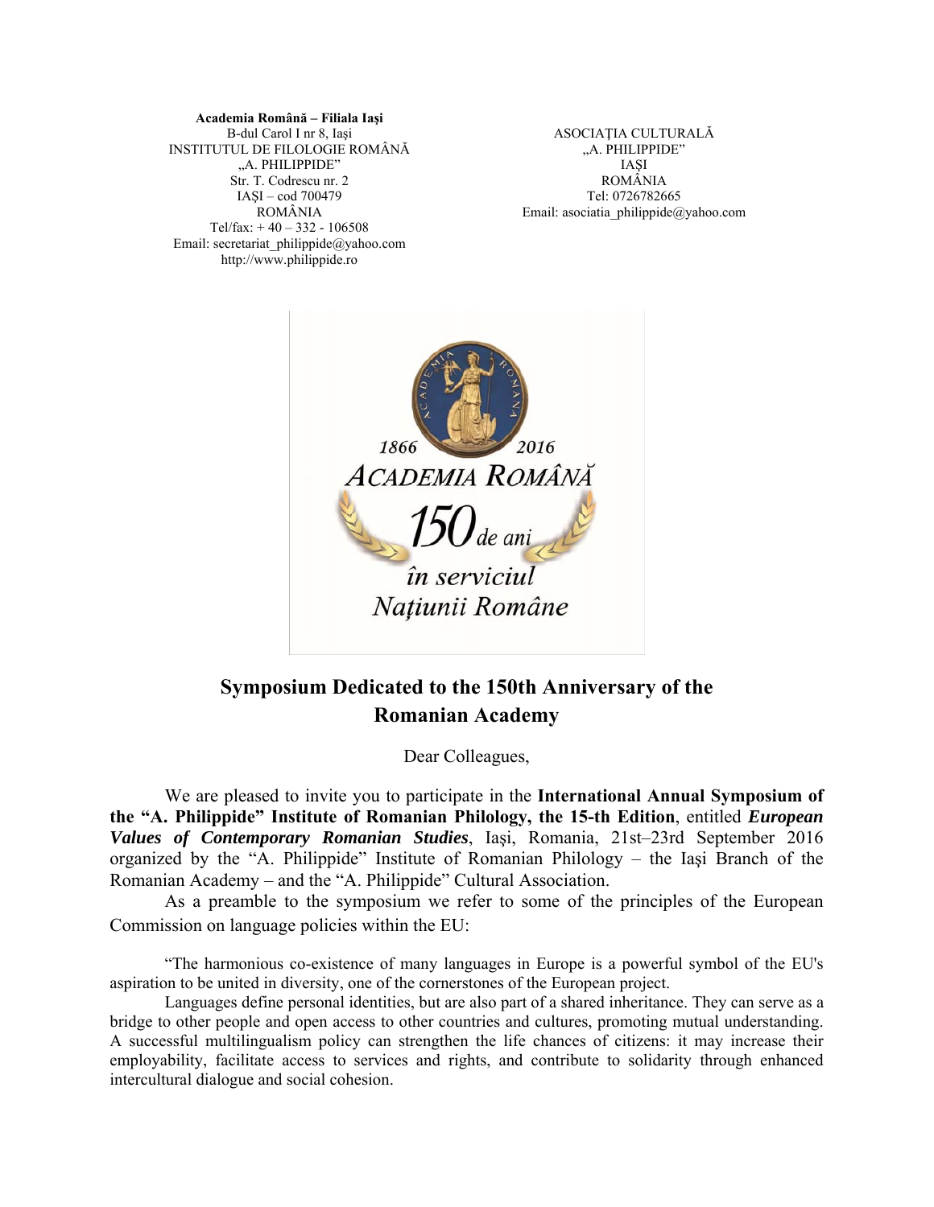**Academia Română – Filiala Iaşi**
B-dul Carol I nr 8, Iaşi
INSTITUTUL DE FILOLOGIE ROMÂNĂ
„A. PHILIPPIDE"
Str. T. Codrescu nr. 2
IAŞI – cod 700479
ROMÂNIA
Tel/fax: + 40 – 332 - 106508
Email: secretariat_philippide@yahoo.com
http://www.philippide.ro

ASOCIAŢIA CULTURALĂ
„A. PHILIPPIDE"
IAŞI
ROMÂNIA
Tel: 0726782665
Email: asociatia_philippide@yahoo.com

1866 2016
ACADEMIA ROMÂNĂ
150 de ani
în serviciul
Naţiunii Române

## Symposium Dedicated to the 150th Anniversary of the Romanian Academy

Dear Colleagues,

We are pleased to invite you to participate in the **International Annual Symposium of the "A. Philippide" Institute of Romanian Philology, the 15-th Edition**, entitled ***European Values of Contemporary Romanian Studies***, Iaşi, Romania, 21st–23rd September 2016 organized by the "A. Philippide" Institute of Romanian Philology – the Iaşi Branch of the Romanian Academy – and the "A. Philippide" Cultural Association.

As a preamble to the symposium we refer to some of the principles of the European Commission on language policies within the EU:

"The harmonious co-existence of many languages in Europe is a powerful symbol of the EU's aspiration to be united in diversity, one of the cornerstones of the European project.

Languages define personal identities, but are also part of a shared inheritance. They can serve as a bridge to other people and open access to other countries and cultures, promoting mutual understanding. A successful multilingualism policy can strengthen the life chances of citizens: it may increase their employability, facilitate access to services and rights, and contribute to solidarity through enhanced intercultural dialogue and social cohesion.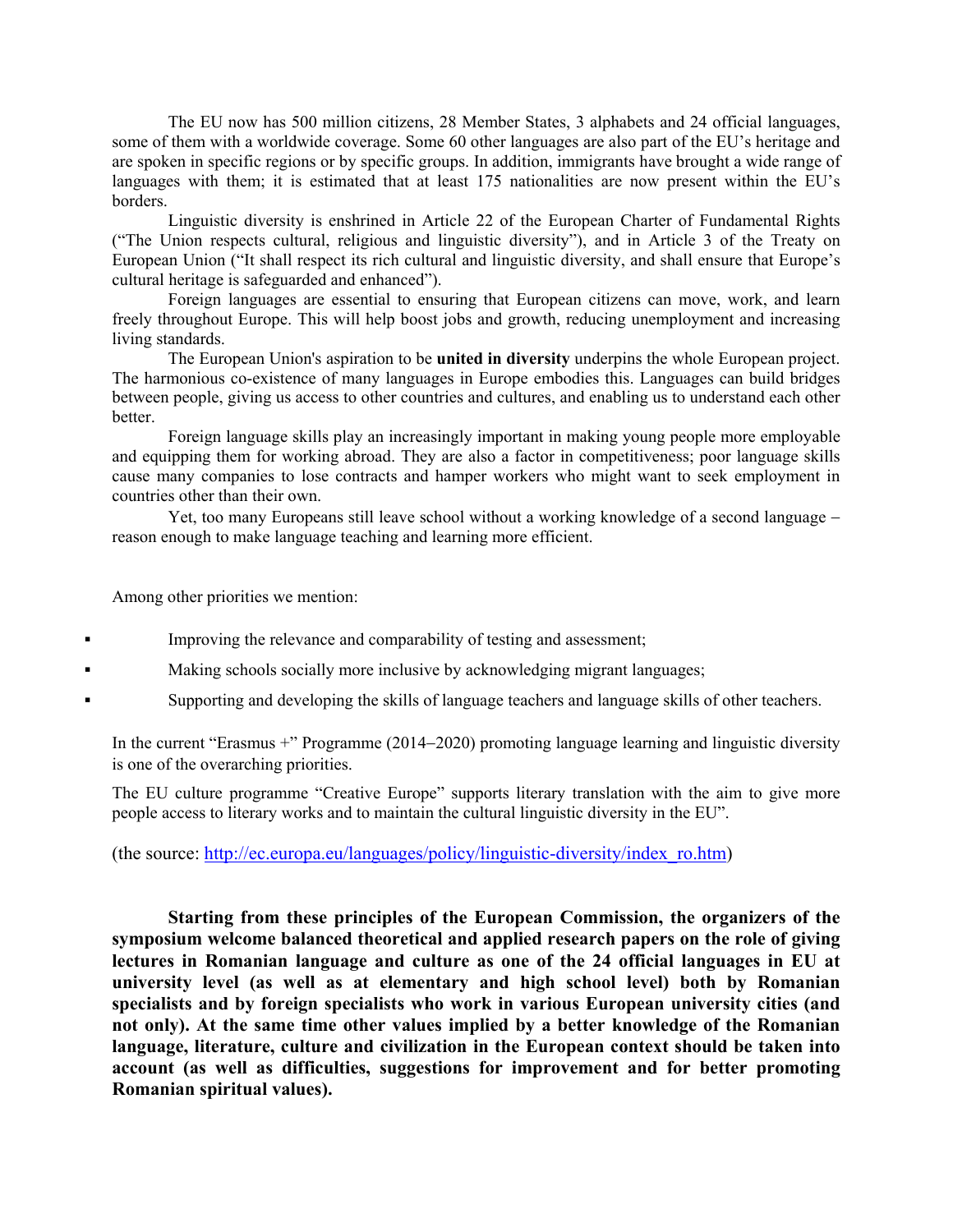The EU now has 500 million citizens, 28 Member States, 3 alphabets and 24 official languages, some of them with a worldwide coverage. Some 60 other languages are also part of the EU's heritage and are spoken in specific regions or by specific groups. In addition, immigrants have brought a wide range of languages with them; it is estimated that at least 175 nationalities are now present within the EU's borders.

Linguistic diversity is enshrined in Article 22 of the European Charter of Fundamental Rights ("The Union respects cultural, religious and linguistic diversity"), and in Article 3 of the Treaty on European Union ("It shall respect its rich cultural and linguistic diversity, and shall ensure that Europe's cultural heritage is safeguarded and enhanced").

Foreign languages are essential to ensuring that European citizens can move, work, and learn freely throughout Europe. This will help boost jobs and growth, reducing unemployment and increasing living standards.

The European Union's aspiration to be **united in diversity** underpins the whole European project. The harmonious co-existence of many languages in Europe embodies this. Languages can build bridges between people, giving us access to other countries and cultures, and enabling us to understand each other better.

Foreign language skills play an increasingly important in making young people more employable and equipping them for working abroad. They are also a factor in competitiveness; poor language skills cause many companies to lose contracts and hamper workers who might want to seek employment in countries other than their own.

Yet, too many Europeans still leave school without a working knowledge of a second language – reason enough to make language teaching and learning more efficient.

Among other priorities we mention:

- Improving the relevance and comparability of testing and assessment;
- Making schools socially more inclusive by acknowledging migrant languages;
- Supporting and developing the skills of language teachers and language skills of other teachers.

In the current "Erasmus +" Programme (2014–2020) promoting language learning and linguistic diversity is one of the overarching priorities.

The EU culture programme "Creative Europe" supports literary translation with the aim to give more people access to literary works and to maintain the cultural linguistic diversity in the EU".

(the source: http://ec.europa.eu/languages/policy/linguistic-diversity/index_ro.htm)

**Starting from these principles of the European Commission, the organizers of the symposium welcome balanced theoretical and applied research papers on the role of giving lectures in Romanian language and culture as one of the 24 official languages in EU at university level (as well as at elementary and high school level) both by Romanian specialists and by foreign specialists who work in various European university cities (and not only). At the same time other values implied by a better knowledge of the Romanian language, literature, culture and civilization in the European context should be taken into account (as well as difficulties, suggestions for improvement and for better promoting Romanian spiritual values).**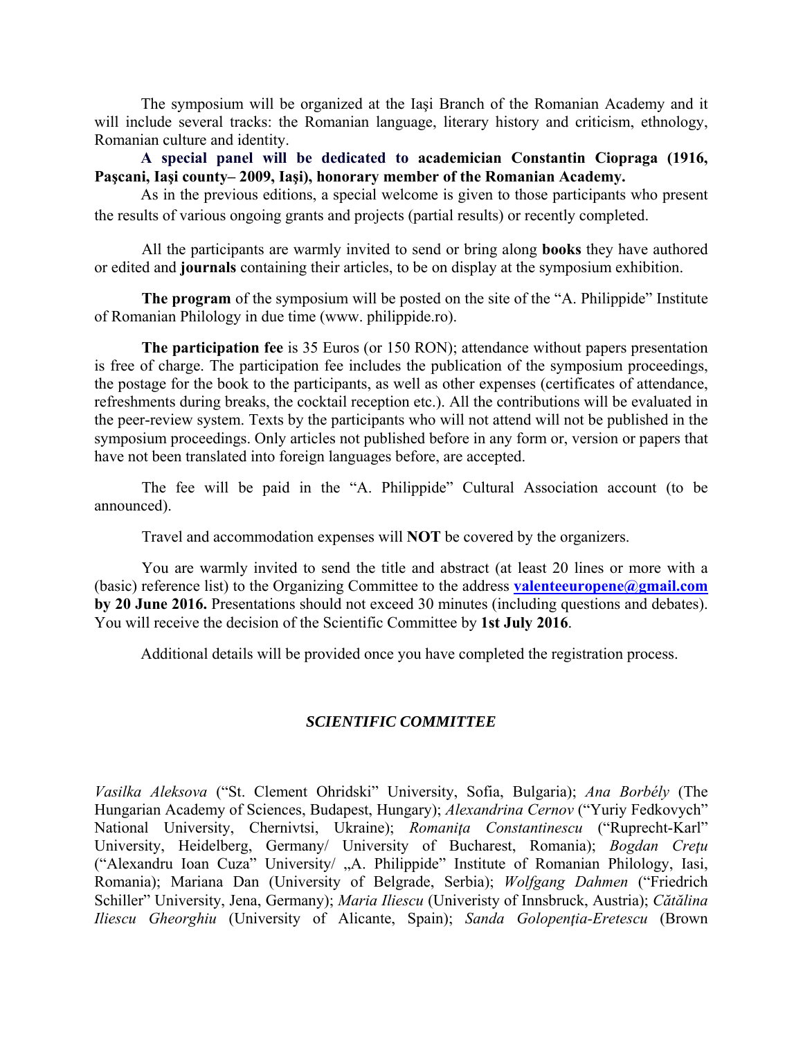The symposium will be organized at the Iaşi Branch of the Romanian Academy and it will include several tracks: the Romanian language, literary history and criticism, ethnology, Romanian culture and identity.

**A special panel will be dedicated to academician Constantin Ciopraga (1916, Paşcani, Iaşi county– 2009, Iaşi), honorary member of the Romanian Academy.**

As in the previous editions, a special welcome is given to those participants who present the results of various ongoing grants and projects (partial results) or recently completed.

All the participants are warmly invited to send or bring along **books** they have authored or edited and **journals** containing their articles, to be on display at the symposium exhibition.

**The program** of the symposium will be posted on the site of the "A. Philippide" Institute of Romanian Philology in due time (www. philippide.ro).

**The participation fee** is 35 Euros (or 150 RON); attendance without papers presentation is free of charge. The participation fee includes the publication of the symposium proceedings, the postage for the book to the participants, as well as other expenses (certificates of attendance, refreshments during breaks, the cocktail reception etc.). All the contributions will be evaluated in the peer-review system. Texts by the participants who will not attend will not be published in the symposium proceedings. Only articles not published before in any form or, version or papers that have not been translated into foreign languages before, are accepted.

The fee will be paid in the "A. Philippide" Cultural Association account (to be announced).

Travel and accommodation expenses will **NOT** be covered by the organizers.

You are warmly invited to send the title and abstract (at least 20 lines or more with a (basic) reference list) to the Organizing Committee to the address **valenteeuropene@gmail.com** **by 20 June 2016.** Presentations should not exceed 30 minutes (including questions and debates). You will receive the decision of the Scientific Committee by **1st July 2016**.

Additional details will be provided once you have completed the registration process.

## *SCIENTIFIC COMMITTEE*

*Vasilka Aleksova* ("St. Clement Ohridski" University, Sofia, Bulgaria); *Ana Borbély* (The Hungarian Academy of Sciences, Budapest, Hungary); *Alexandrina Cernov* ("Yuriy Fedkovych" National University, Chernivtsi, Ukraine); *Romaniţa Constantinescu* ("Ruprecht-Karl" University, Heidelberg, Germany/ University of Bucharest, Romania); *Bogdan Creţu* ("Alexandru Ioan Cuza" University/ „A. Philippide" Institute of Romanian Philology, Iasi, Romania); Mariana Dan (University of Belgrade, Serbia); *Wolfgang Dahmen* ("Friedrich Schiller" University, Jena, Germany); *Maria Iliescu* (Univeristy of Innsbruck, Austria); *Cătălina Iliescu Gheorghiu* (University of Alicante, Spain); *Sanda Golopenţia-Eretescu* (Brown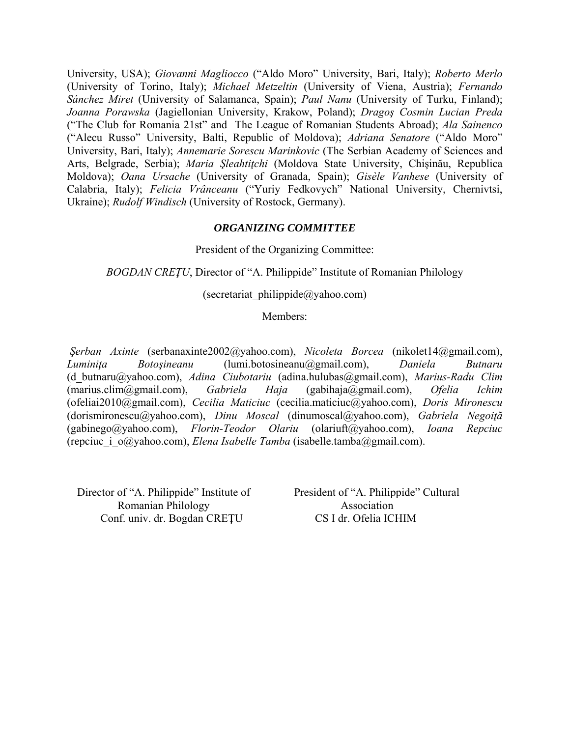University, USA); *Giovanni Magliocco* ("Aldo Moro" University, Bari, Italy); *Roberto Merlo* (University of Torino, Italy); *Michael Metzeltin* (University of Viena, Austria); *Fernando Sánchez Miret* (University of Salamanca, Spain); *Paul Nanu* (University of Turku, Finland); *Joanna Porawska* (Jagiellonian University, Krakow, Poland); *Dragoş Cosmin Lucian Preda* ("The Club for Romania 21st" and The League of Romanian Students Abroad); *Ala Sainenco* ("Alecu Russo" University, Balti, Republic of Moldova); *Adriana Senatore* ("Aldo Moro" University, Bari, Italy); *Annemarie Sorescu Marinkovic* (The Serbian Academy of Sciences and Arts, Belgrade, Serbia); *Maria Şleahtiţchi* (Moldova State University, Chişinău, Republica Moldova); *Oana Ursache* (University of Granada, Spain); *Gisèle Vanhese* (University of Calabria, Italy); *Felicia Vrânceanu* ("Yuriy Fedkovych" National University, Chernivtsi, Ukraine); *Rudolf Windisch* (University of Rostock, Germany).

## *ORGANIZING COMMITTEE*

President of the Organizing Committee:

*BOGDAN CREŢU*, Director of "A. Philippide" Institute of Romanian Philology

(secretariat_philippide@yahoo.com)

Members:

*Şerban Axinte* (serbanaxinte2002@yahoo.com), *Nicoleta Borcea* (nikolet14@gmail.com), *Luminiţa Botoşineanu* (lumi.botosineanu@gmail.com), *Daniela Butnaru* (d_butnaru@yahoo.com), *Adina Ciubotariu* (adina.hulubas@gmail.com), *Marius-Radu Clim* (marius.clim@gmail.com), *Gabriela Haja* (gabihaja@gmail.com), *Ofelia Ichim* (ofeliai2010@gmail.com), *Cecilia Maticiuc* (cecilia.maticiuc@yahoo.com), *Doris Mironescu* (dorismironescu@yahoo.com), *Dinu Moscal* (dinumoscal@yahoo.com), *Gabriela Negoiţă* (gabinego@yahoo.com), *Florin-Teodor Olariu* (olariuft@yahoo.com), *Ioana Repciuc* (repciuc_i_o@yahoo.com), *Elena Isabelle Tamba* (isabelle.tamba@gmail.com).

Director of "A. Philippide" Institute of Romanian Philology
Conf. univ. dr. Bogdan CREȚU

President of "A. Philippide" Cultural Association
CS I dr. Ofelia ICHIM